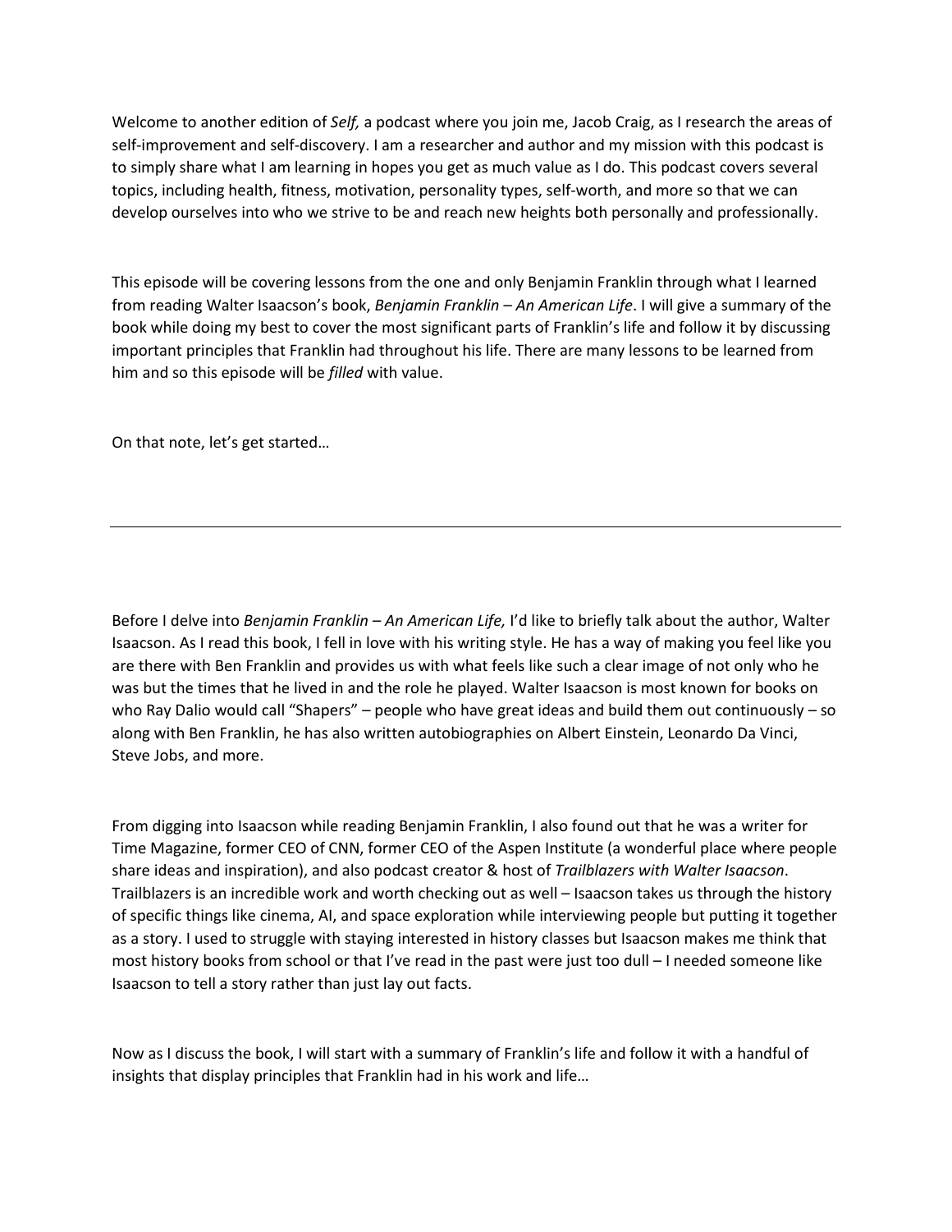Welcome to another edition of *Self,* a podcast where you join me, Jacob Craig, as I research the areas of self-improvement and self-discovery. I am a researcher and author and my mission with this podcast is to simply share what I am learning in hopes you get as much value as I do. This podcast covers several topics, including health, fitness, motivation, personality types, self-worth, and more so that we can develop ourselves into who we strive to be and reach new heights both personally and professionally.

This episode will be covering lessons from the one and only Benjamin Franklin through what I learned from reading Walter Isaacson's book, *Benjamin Franklin – An American Life*. I will give a summary of the book while doing my best to cover the most significant parts of Franklin's life and follow it by discussing important principles that Franklin had throughout his life. There are many lessons to be learned from him and so this episode will be *filled* with value.

On that note, let's get started…

---

Before I delve into *Benjamin Franklin – An American Life,* I'd like to briefly talk about the author, Walter Isaacson. As I read this book, I fell in love with his writing style. He has a way of making you feel like you are there with Ben Franklin and provides us with what feels like such a clear image of not only who he was but the times that he lived in and the role he played. Walter Isaacson is most known for books on who Ray Dalio would call "Shapers" – people who have great ideas and build them out continuously – so along with Ben Franklin, he has also written autobiographies on Albert Einstein, Leonardo Da Vinci, Steve Jobs, and more.

From digging into Isaacson while reading Benjamin Franklin, I also found out that he was a writer for Time Magazine, former CEO of CNN, former CEO of the Aspen Institute (a wonderful place where people share ideas and inspiration), and also podcast creator & host of *Trailblazers with Walter Isaacson*. Trailblazers is an incredible work and worth checking out as well – Isaacson takes us through the history of specific things like cinema, AI, and space exploration while interviewing people but putting it together as a story. I used to struggle with staying interested in history classes but Isaacson makes me think that most history books from school or that I've read in the past were just too dull – I needed someone like Isaacson to tell a story rather than just lay out facts.

Now as I discuss the book, I will start with a summary of Franklin's life and follow it with a handful of insights that display principles that Franklin had in his work and life…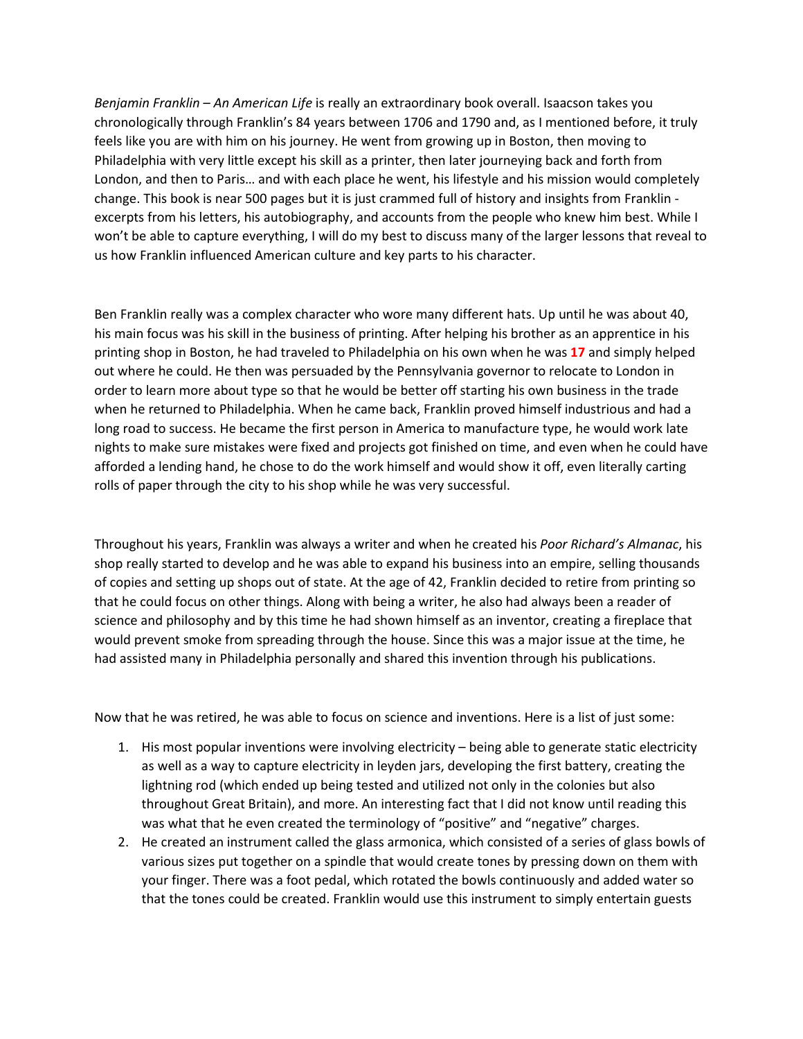*Benjamin Franklin – An American Life* is really an extraordinary book overall. Isaacson takes you chronologically through Franklin's 84 years between 1706 and 1790 and, as I mentioned before, it truly feels like you are with him on his journey. He went from growing up in Boston, then moving to Philadelphia with very little except his skill as a printer, then later journeying back and forth from London, and then to Paris… and with each place he went, his lifestyle and his mission would completely change. This book is near 500 pages but it is just crammed full of history and insights from Franklin - excerpts from his letters, his autobiography, and accounts from the people who knew him best. While I won't be able to capture everything, I will do my best to discuss many of the larger lessons that reveal to us how Franklin influenced American culture and key parts to his character.

Ben Franklin really was a complex character who wore many different hats. Up until he was about 40, his main focus was his skill in the business of printing. After helping his brother as an apprentice in his printing shop in Boston, he had traveled to Philadelphia on his own when he was **17** and simply helped out where he could. He then was persuaded by the Pennsylvania governor to relocate to London in order to learn more about type so that he would be better off starting his own business in the trade when he returned to Philadelphia. When he came back, Franklin proved himself industrious and had a long road to success. He became the first person in America to manufacture type, he would work late nights to make sure mistakes were fixed and projects got finished on time, and even when he could have afforded a lending hand, he chose to do the work himself and would show it off, even literally carting rolls of paper through the city to his shop while he was very successful.

Throughout his years, Franklin was always a writer and when he created his *Poor Richard's Almanac*, his shop really started to develop and he was able to expand his business into an empire, selling thousands of copies and setting up shops out of state. At the age of 42, Franklin decided to retire from printing so that he could focus on other things. Along with being a writer, he also had always been a reader of science and philosophy and by this time he had shown himself as an inventor, creating a fireplace that would prevent smoke from spreading through the house. Since this was a major issue at the time, he had assisted many in Philadelphia personally and shared this invention through his publications.

Now that he was retired, he was able to focus on science and inventions. Here is a list of just some:

1. His most popular inventions were involving electricity – being able to generate static electricity as well as a way to capture electricity in leyden jars, developing the first battery, creating the lightning rod (which ended up being tested and utilized not only in the colonies but also throughout Great Britain), and more. An interesting fact that I did not know until reading this was what that he even created the terminology of "positive" and "negative" charges.
2. He created an instrument called the glass armonica, which consisted of a series of glass bowls of various sizes put together on a spindle that would create tones by pressing down on them with your finger. There was a foot pedal, which rotated the bowls continuously and added water so that the tones could be created. Franklin would use this instrument to simply entertain guests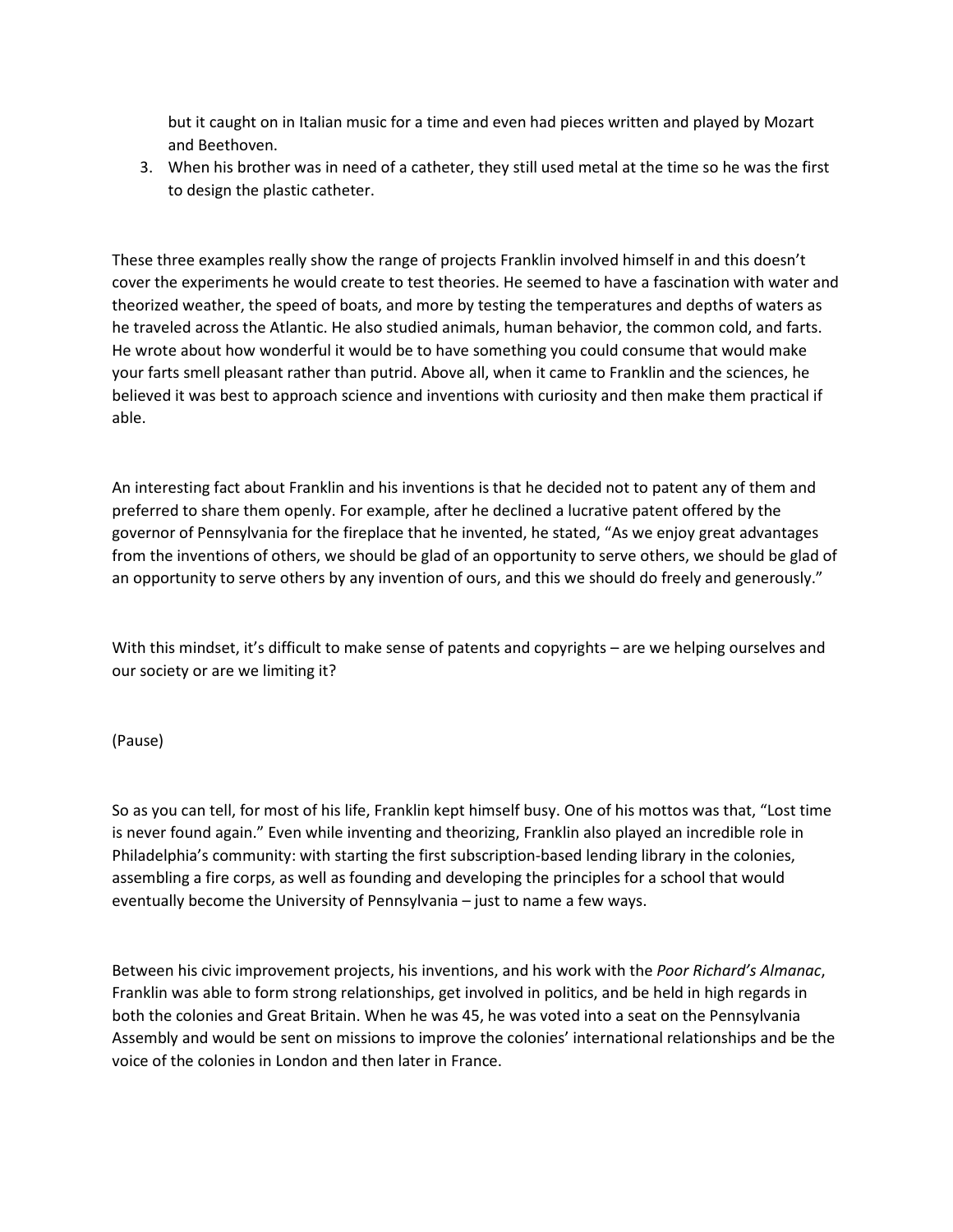but it caught on in Italian music for a time and even had pieces written and played by Mozart and Beethoven.

3. When his brother was in need of a catheter, they still used metal at the time so he was the first to design the plastic catheter.

These three examples really show the range of projects Franklin involved himself in and this doesn't cover the experiments he would create to test theories. He seemed to have a fascination with water and theorized weather, the speed of boats, and more by testing the temperatures and depths of waters as he traveled across the Atlantic. He also studied animals, human behavior, the common cold, and farts. He wrote about how wonderful it would be to have something you could consume that would make your farts smell pleasant rather than putrid. Above all, when it came to Franklin and the sciences, he believed it was best to approach science and inventions with curiosity and then make them practical if able.

An interesting fact about Franklin and his inventions is that he decided not to patent any of them and preferred to share them openly. For example, after he declined a lucrative patent offered by the governor of Pennsylvania for the fireplace that he invented, he stated, "As we enjoy great advantages from the inventions of others, we should be glad of an opportunity to serve others, we should be glad of an opportunity to serve others by any invention of ours, and this we should do freely and generously."

With this mindset, it's difficult to make sense of patents and copyrights – are we helping ourselves and our society or are we limiting it?

(Pause)

So as you can tell, for most of his life, Franklin kept himself busy. One of his mottos was that, "Lost time is never found again." Even while inventing and theorizing, Franklin also played an incredible role in Philadelphia's community: with starting the first subscription-based lending library in the colonies, assembling a fire corps, as well as founding and developing the principles for a school that would eventually become the University of Pennsylvania – just to name a few ways.

Between his civic improvement projects, his inventions, and his work with the *Poor Richard's Almanac*, Franklin was able to form strong relationships, get involved in politics, and be held in high regards in both the colonies and Great Britain. When he was 45, he was voted into a seat on the Pennsylvania Assembly and would be sent on missions to improve the colonies' international relationships and be the voice of the colonies in London and then later in France.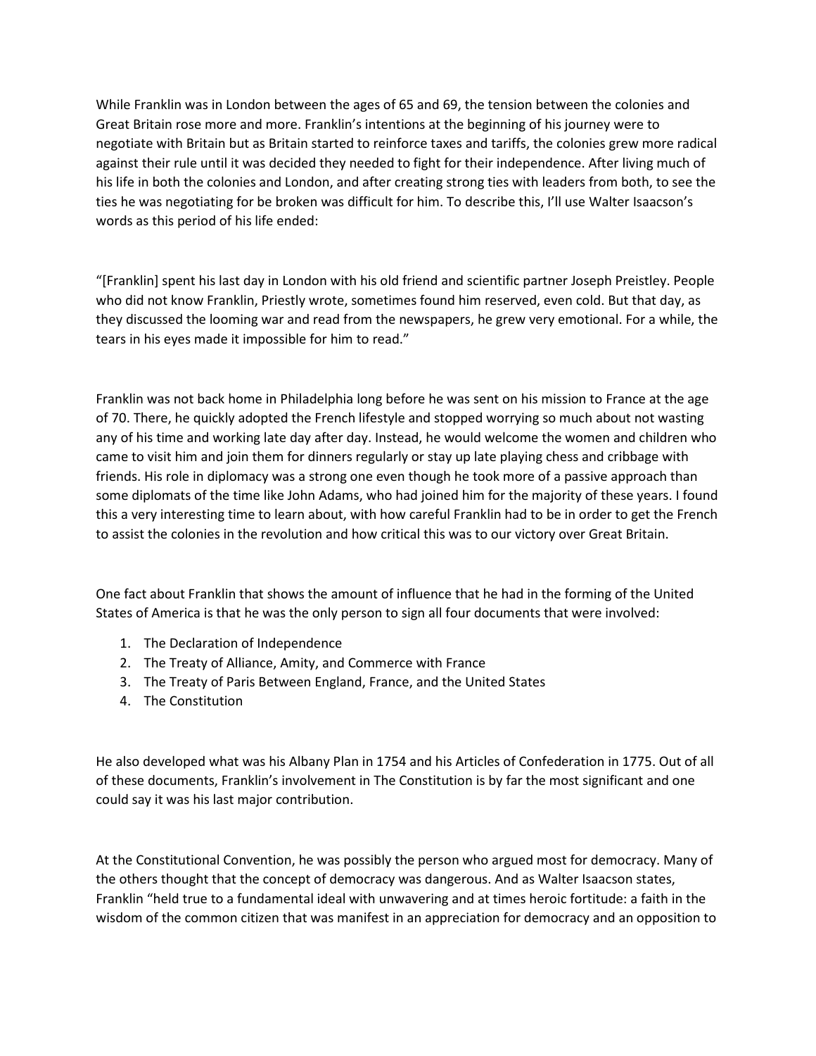While Franklin was in London between the ages of 65 and 69, the tension between the colonies and Great Britain rose more and more. Franklin's intentions at the beginning of his journey were to negotiate with Britain but as Britain started to reinforce taxes and tariffs, the colonies grew more radical against their rule until it was decided they needed to fight for their independence. After living much of his life in both the colonies and London, and after creating strong ties with leaders from both, to see the ties he was negotiating for be broken was difficult for him. To describe this, I'll use Walter Isaacson's words as this period of his life ended:

"[Franklin] spent his last day in London with his old friend and scientific partner Joseph Preistley. People who did not know Franklin, Priestly wrote, sometimes found him reserved, even cold. But that day, as they discussed the looming war and read from the newspapers, he grew very emotional. For a while, the tears in his eyes made it impossible for him to read."

Franklin was not back home in Philadelphia long before he was sent on his mission to France at the age of 70. There, he quickly adopted the French lifestyle and stopped worrying so much about not wasting any of his time and working late day after day. Instead, he would welcome the women and children who came to visit him and join them for dinners regularly or stay up late playing chess and cribbage with friends. His role in diplomacy was a strong one even though he took more of a passive approach than some diplomats of the time like John Adams, who had joined him for the majority of these years. I found this a very interesting time to learn about, with how careful Franklin had to be in order to get the French to assist the colonies in the revolution and how critical this was to our victory over Great Britain.

One fact about Franklin that shows the amount of influence that he had in the forming of the United States of America is that he was the only person to sign all four documents that were involved:

1. The Declaration of Independence
2. The Treaty of Alliance, Amity, and Commerce with France
3. The Treaty of Paris Between England, France, and the United States
4. The Constitution

He also developed what was his Albany Plan in 1754 and his Articles of Confederation in 1775. Out of all of these documents, Franklin's involvement in The Constitution is by far the most significant and one could say it was his last major contribution.

At the Constitutional Convention, he was possibly the person who argued most for democracy. Many of the others thought that the concept of democracy was dangerous. And as Walter Isaacson states, Franklin "held true to a fundamental ideal with unwavering and at times heroic fortitude: a faith in the wisdom of the common citizen that was manifest in an appreciation for democracy and an opposition to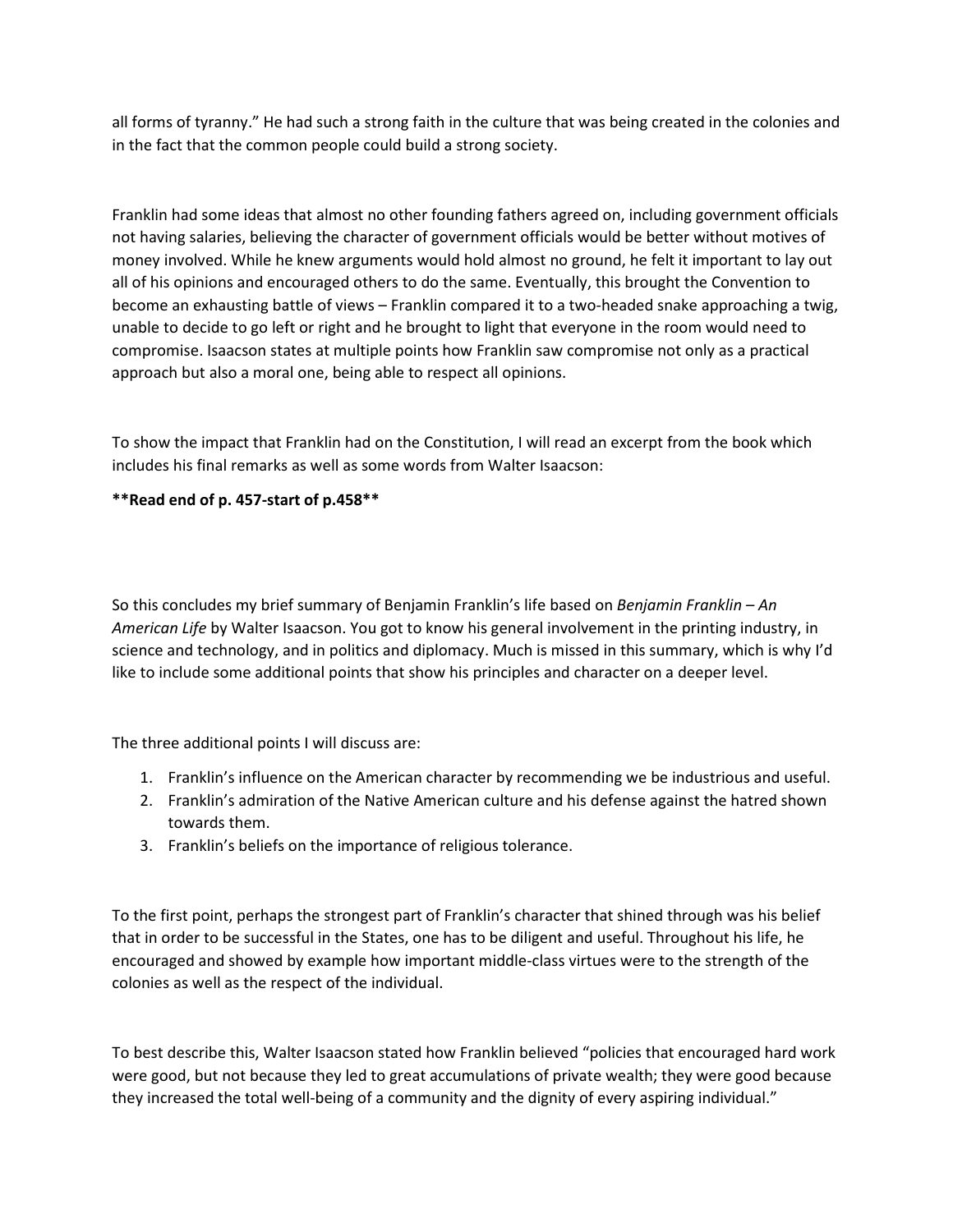all forms of tyranny." He had such a strong faith in the culture that was being created in the colonies and in the fact that the common people could build a strong society.

Franklin had some ideas that almost no other founding fathers agreed on, including government officials not having salaries, believing the character of government officials would be better without motives of money involved. While he knew arguments would hold almost no ground, he felt it important to lay out all of his opinions and encouraged others to do the same. Eventually, this brought the Convention to become an exhausting battle of views – Franklin compared it to a two-headed snake approaching a twig, unable to decide to go left or right and he brought to light that everyone in the room would need to compromise. Isaacson states at multiple points how Franklin saw compromise not only as a practical approach but also a moral one, being able to respect all opinions.

To show the impact that Franklin had on the Constitution, I will read an excerpt from the book which includes his final remarks as well as some words from Walter Isaacson:

**Read end of p. 457-start of p.458**

So this concludes my brief summary of Benjamin Franklin's life based on *Benjamin Franklin – An American Life* by Walter Isaacson. You got to know his general involvement in the printing industry, in science and technology, and in politics and diplomacy. Much is missed in this summary, which is why I'd like to include some additional points that show his principles and character on a deeper level.

The three additional points I will discuss are:

1. Franklin's influence on the American character by recommending we be industrious and useful.
2. Franklin's admiration of the Native American culture and his defense against the hatred shown towards them.
3. Franklin's beliefs on the importance of religious tolerance.

To the first point, perhaps the strongest part of Franklin's character that shined through was his belief that in order to be successful in the States, one has to be diligent and useful. Throughout his life, he encouraged and showed by example how important middle-class virtues were to the strength of the colonies as well as the respect of the individual.

To best describe this, Walter Isaacson stated how Franklin believed "policies that encouraged hard work were good, but not because they led to great accumulations of private wealth; they were good because they increased the total well-being of a community and the dignity of every aspiring individual."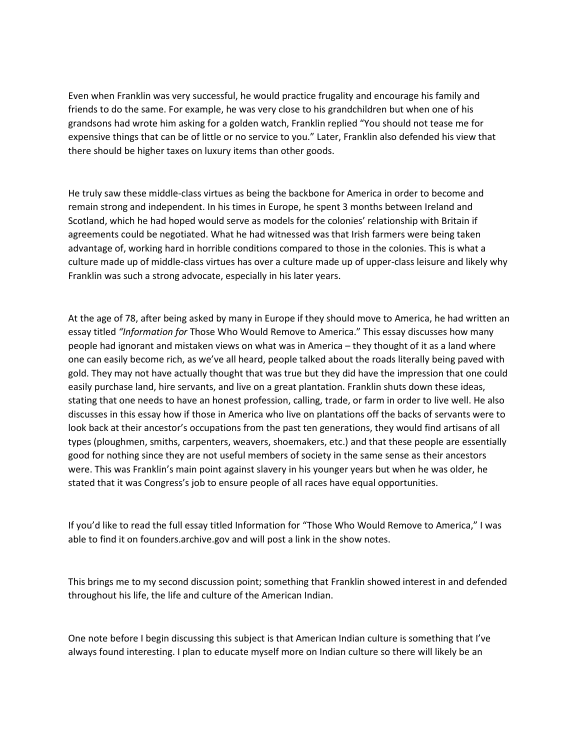Even when Franklin was very successful, he would practice frugality and encourage his family and friends to do the same. For example, he was very close to his grandchildren but when one of his grandsons had wrote him asking for a golden watch, Franklin replied "You should not tease me for expensive things that can be of little or no service to you." Later, Franklin also defended his view that there should be higher taxes on luxury items than other goods.

He truly saw these middle-class virtues as being the backbone for America in order to become and remain strong and independent. In his times in Europe, he spent 3 months between Ireland and Scotland, which he had hoped would serve as models for the colonies' relationship with Britain if agreements could be negotiated. What he had witnessed was that Irish farmers were being taken advantage of, working hard in horrible conditions compared to those in the colonies. This is what a culture made up of middle-class virtues has over a culture made up of upper-class leisure and likely why Franklin was such a strong advocate, especially in his later years.

At the age of 78, after being asked by many in Europe if they should move to America, he had written an essay titled *"Information for* Those Who Would Remove to America." This essay discusses how many people had ignorant and mistaken views on what was in America – they thought of it as a land where one can easily become rich, as we've all heard, people talked about the roads literally being paved with gold. They may not have actually thought that was true but they did have the impression that one could easily purchase land, hire servants, and live on a great plantation. Franklin shuts down these ideas, stating that one needs to have an honest profession, calling, trade, or farm in order to live well. He also discusses in this essay how if those in America who live on plantations off the backs of servants were to look back at their ancestor's occupations from the past ten generations, they would find artisans of all types (ploughmen, smiths, carpenters, weavers, shoemakers, etc.) and that these people are essentially good for nothing since they are not useful members of society in the same sense as their ancestors were. This was Franklin's main point against slavery in his younger years but when he was older, he stated that it was Congress's job to ensure people of all races have equal opportunities.

If you'd like to read the full essay titled Information for "Those Who Would Remove to America," I was able to find it on founders.archive.gov and will post a link in the show notes.

This brings me to my second discussion point; something that Franklin showed interest in and defended throughout his life, the life and culture of the American Indian.

One note before I begin discussing this subject is that American Indian culture is something that I've always found interesting. I plan to educate myself more on Indian culture so there will likely be an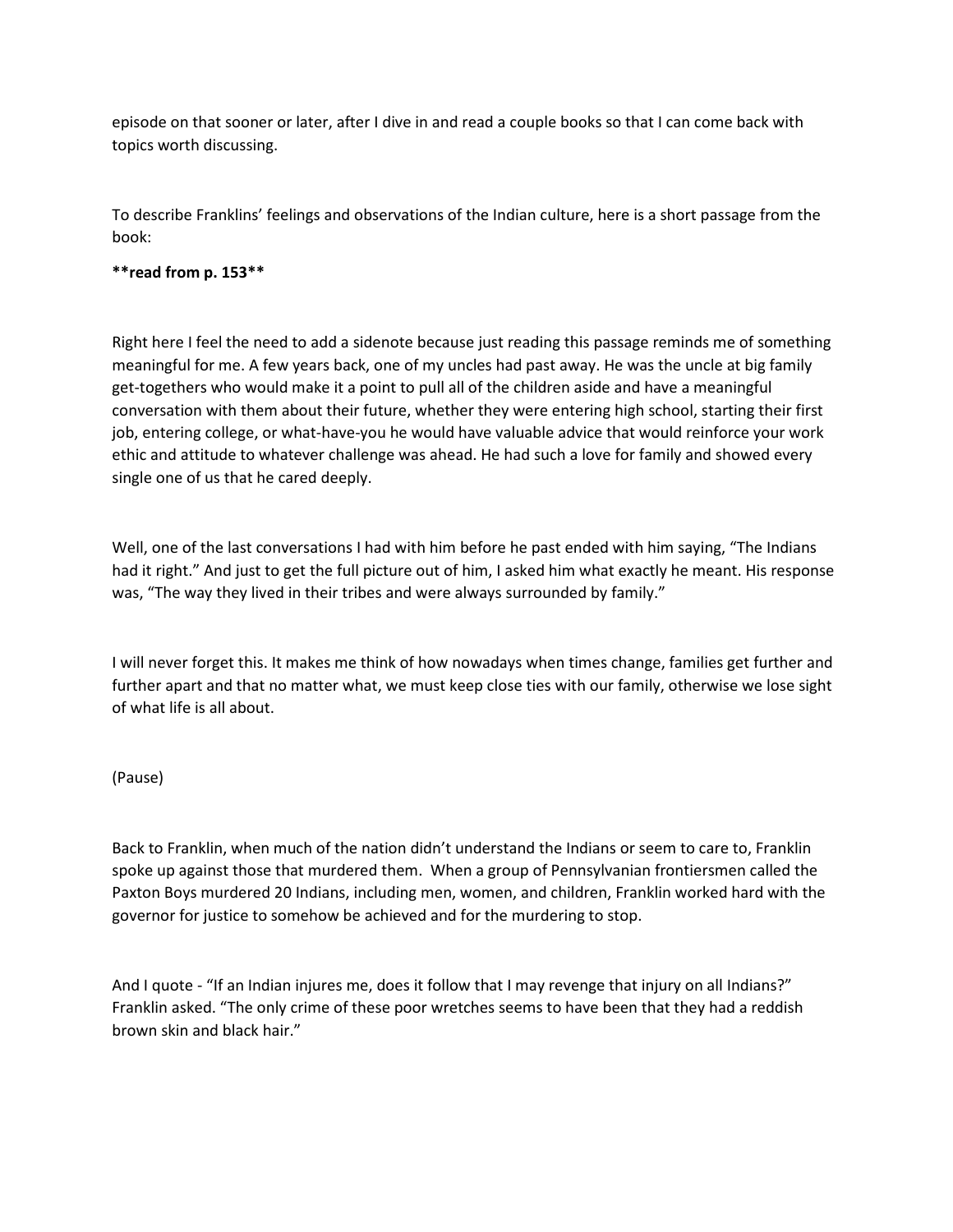episode on that sooner or later, after I dive in and read a couple books so that I can come back with topics worth discussing.

To describe Franklins' feelings and observations of the Indian culture, here is a short passage from the book:

**read from p. 153**

Right here I feel the need to add a sidenote because just reading this passage reminds me of something meaningful for me. A few years back, one of my uncles had past away. He was the uncle at big family get-togethers who would make it a point to pull all of the children aside and have a meaningful conversation with them about their future, whether they were entering high school, starting their first job, entering college, or what-have-you he would have valuable advice that would reinforce your work ethic and attitude to whatever challenge was ahead. He had such a love for family and showed every single one of us that he cared deeply.

Well, one of the last conversations I had with him before he past ended with him saying, "The Indians had it right." And just to get the full picture out of him, I asked him what exactly he meant. His response was, "The way they lived in their tribes and were always surrounded by family."

I will never forget this. It makes me think of how nowadays when times change, families get further and further apart and that no matter what, we must keep close ties with our family, otherwise we lose sight of what life is all about.

(Pause)

Back to Franklin, when much of the nation didn't understand the Indians or seem to care to, Franklin spoke up against those that murdered them. When a group of Pennsylvanian frontiersmen called the Paxton Boys murdered 20 Indians, including men, women, and children, Franklin worked hard with the governor for justice to somehow be achieved and for the murdering to stop.

And I quote - "If an Indian injures me, does it follow that I may revenge that injury on all Indians?" Franklin asked. "The only crime of these poor wretches seems to have been that they had a reddish brown skin and black hair."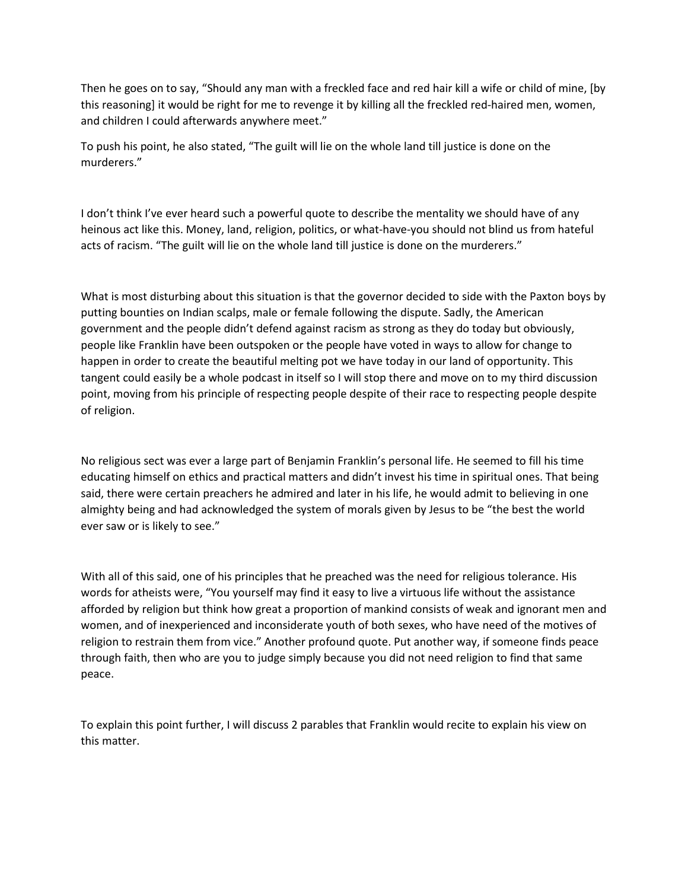Then he goes on to say, "Should any man with a freckled face and red hair kill a wife or child of mine, [by this reasoning] it would be right for me to revenge it by killing all the freckled red-haired men, women, and children I could afterwards anywhere meet."

To push his point, he also stated, "The guilt will lie on the whole land till justice is done on the murderers."

I don't think I've ever heard such a powerful quote to describe the mentality we should have of any heinous act like this. Money, land, religion, politics, or what-have-you should not blind us from hateful acts of racism. "The guilt will lie on the whole land till justice is done on the murderers."

What is most disturbing about this situation is that the governor decided to side with the Paxton boys by putting bounties on Indian scalps, male or female following the dispute. Sadly, the American government and the people didn't defend against racism as strong as they do today but obviously, people like Franklin have been outspoken or the people have voted in ways to allow for change to happen in order to create the beautiful melting pot we have today in our land of opportunity. This tangent could easily be a whole podcast in itself so I will stop there and move on to my third discussion point, moving from his principle of respecting people despite of their race to respecting people despite of religion.

No religious sect was ever a large part of Benjamin Franklin's personal life. He seemed to fill his time educating himself on ethics and practical matters and didn't invest his time in spiritual ones. That being said, there were certain preachers he admired and later in his life, he would admit to believing in one almighty being and had acknowledged the system of morals given by Jesus to be "the best the world ever saw or is likely to see."

With all of this said, one of his principles that he preached was the need for religious tolerance. His words for atheists were, "You yourself may find it easy to live a virtuous life without the assistance afforded by religion but think how great a proportion of mankind consists of weak and ignorant men and women, and of inexperienced and inconsiderate youth of both sexes, who have need of the motives of religion to restrain them from vice." Another profound quote. Put another way, if someone finds peace through faith, then who are you to judge simply because you did not need religion to find that same peace.

To explain this point further, I will discuss 2 parables that Franklin would recite to explain his view on this matter.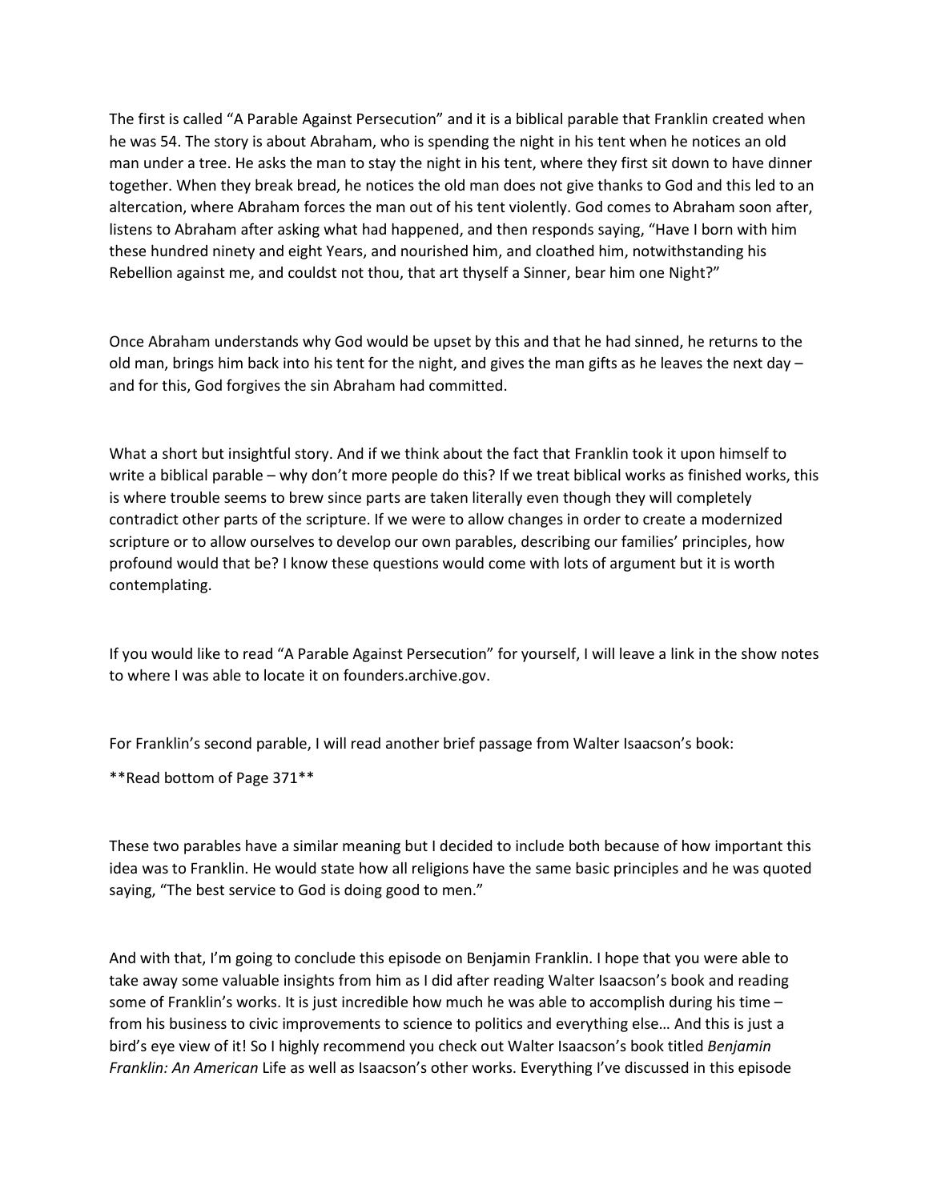The first is called "A Parable Against Persecution" and it is a biblical parable that Franklin created when he was 54. The story is about Abraham, who is spending the night in his tent when he notices an old man under a tree. He asks the man to stay the night in his tent, where they first sit down to have dinner together. When they break bread, he notices the old man does not give thanks to God and this led to an altercation, where Abraham forces the man out of his tent violently. God comes to Abraham soon after, listens to Abraham after asking what had happened, and then responds saying, "Have I born with him these hundred ninety and eight Years, and nourished him, and cloathed him, notwithstanding his Rebellion against me, and couldst not thou, that art thyself a Sinner, bear him one Night?"

Once Abraham understands why God would be upset by this and that he had sinned, he returns to the old man, brings him back into his tent for the night, and gives the man gifts as he leaves the next day – and for this, God forgives the sin Abraham had committed.

What a short but insightful story. And if we think about the fact that Franklin took it upon himself to write a biblical parable – why don't more people do this? If we treat biblical works as finished works, this is where trouble seems to brew since parts are taken literally even though they will completely contradict other parts of the scripture. If we were to allow changes in order to create a modernized scripture or to allow ourselves to develop our own parables, describing our families' principles, how profound would that be? I know these questions would come with lots of argument but it is worth contemplating.

If you would like to read "A Parable Against Persecution" for yourself, I will leave a link in the show notes to where I was able to locate it on founders.archive.gov.

For Franklin's second parable, I will read another brief passage from Walter Isaacson's book:

**Read bottom of Page 371**

These two parables have a similar meaning but I decided to include both because of how important this idea was to Franklin. He would state how all religions have the same basic principles and he was quoted saying, "The best service to God is doing good to men."

And with that, I'm going to conclude this episode on Benjamin Franklin. I hope that you were able to take away some valuable insights from him as I did after reading Walter Isaacson's book and reading some of Franklin's works. It is just incredible how much he was able to accomplish during his time – from his business to civic improvements to science to politics and everything else… And this is just a bird's eye view of it! So I highly recommend you check out Walter Isaacson's book titled *Benjamin Franklin: An American* Life as well as Isaacson's other works. Everything I've discussed in this episode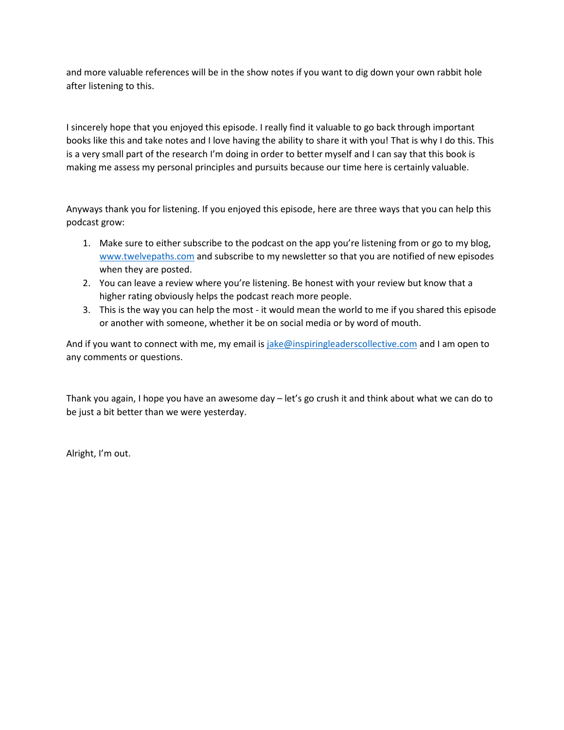and more valuable references will be in the show notes if you want to dig down your own rabbit hole after listening to this.

I sincerely hope that you enjoyed this episode. I really find it valuable to go back through important books like this and take notes and I love having the ability to share it with you! That is why I do this. This is a very small part of the research I'm doing in order to better myself and I can say that this book is making me assess my personal principles and pursuits because our time here is certainly valuable.

Anyways thank you for listening. If you enjoyed this episode, here are three ways that you can help this podcast grow:

1. Make sure to either subscribe to the podcast on the app you're listening from or go to my blog, [www.twelvepaths.com](http://www.twelvepaths.com) and subscribe to my newsletter so that you are notified of new episodes when they are posted.
2. You can leave a review where you're listening. Be honest with your review but know that a higher rating obviously helps the podcast reach more people.
3. This is the way you can help the most - it would mean the world to me if you shared this episode or another with someone, whether it be on social media or by word of mouth.

And if you want to connect with me, my email is [jake@inspiringleaderscollective.com](mailto:jake@inspiringleaderscollective.com) and I am open to any comments or questions.

Thank you again, I hope you have an awesome day – let's go crush it and think about what we can do to be just a bit better than we were yesterday.

Alright, I'm out.